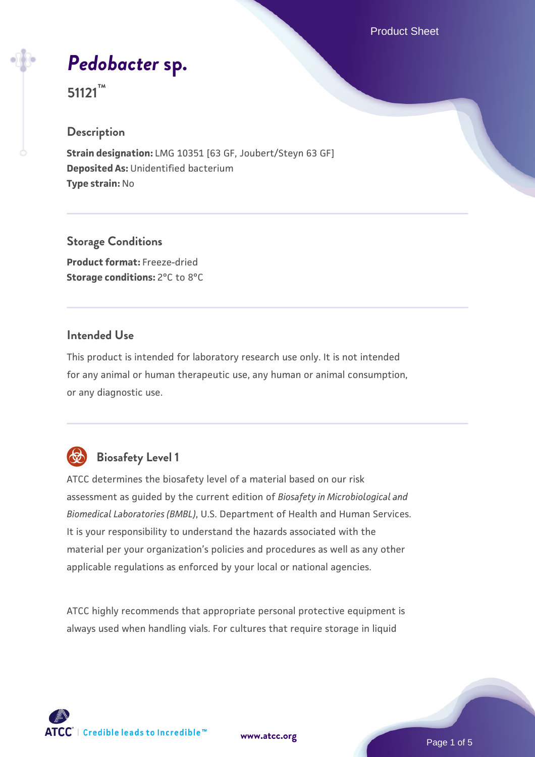# *Pedobacter* sp.

**51121™**

## Description

**Strain designation:** LMG 10351 [63 GF, Joubert/Steyn 63 GF]
**Deposited As:** Unidentified bacterium
**Type strain:** No

## Storage Conditions

**Product format:** Freeze-dried
**Storage conditions:** 2°C to 8°C

## Intended Use

This product is intended for laboratory research use only. It is not intended for any animal or human therapeutic use, any human or animal consumption, or any diagnostic use.

## Biosafety Level 1

ATCC determines the biosafety level of a material based on our risk assessment as guided by the current edition of *Biosafety in Microbiological and Biomedical Laboratories (BMBL)*, U.S. Department of Health and Human Services. It is your responsibility to understand the hazards associated with the material per your organization's policies and procedures as well as any other applicable regulations as enforced by your local or national agencies.

ATCC highly recommends that appropriate personal protective equipment is always used when handling vials. For cultures that require storage in liquid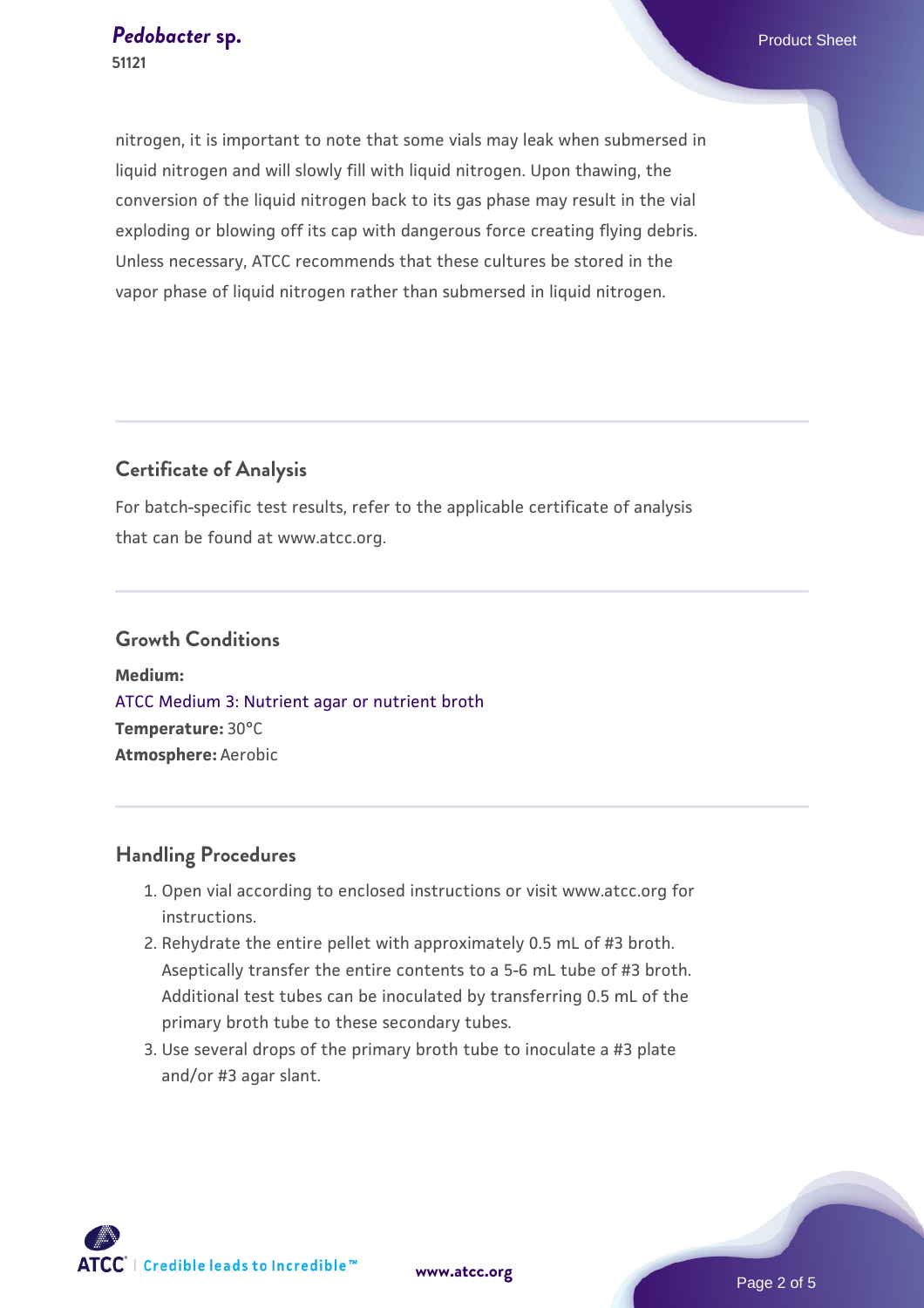nitrogen, it is important to note that some vials may leak when submersed in liquid nitrogen and will slowly fill with liquid nitrogen. Upon thawing, the conversion of the liquid nitrogen back to its gas phase may result in the vial exploding or blowing off its cap with dangerous force creating flying debris. Unless necessary, ATCC recommends that these cultures be stored in the vapor phase of liquid nitrogen rather than submersed in liquid nitrogen.

## Certificate of Analysis

For batch-specific test results, refer to the applicable certificate of analysis that can be found at www.atcc.org.

## Growth Conditions

**Medium:**
ATCC Medium 3: Nutrient agar or nutrient broth
**Temperature:** 30°C
**Atmosphere:** Aerobic

## Handling Procedures

1. Open vial according to enclosed instructions or visit www.atcc.org for instructions.
2. Rehydrate the entire pellet with approximately 0.5 mL of #3 broth. Aseptically transfer the entire contents to a 5-6 mL tube of #3 broth. Additional test tubes can be inoculated by transferring 0.5 mL of the primary broth tube to these secondary tubes.
3. Use several drops of the primary broth tube to inoculate a #3 plate and/or #3 agar slant.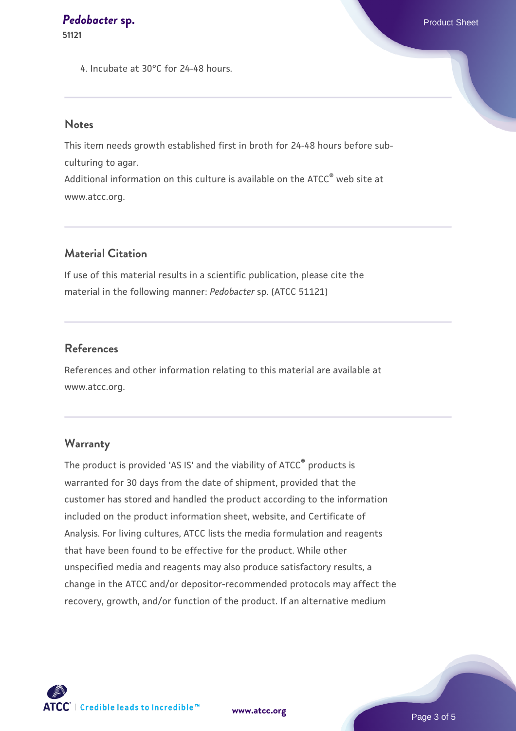4. Incubate at 30°C for 24-48 hours.

## Notes

This item needs growth established first in broth for 24-48 hours before sub-culturing to agar.

Additional information on this culture is available on the ATCC® web site at www.atcc.org.

## Material Citation

If use of this material results in a scientific publication, please cite the material in the following manner: *Pedobacter* sp. (ATCC 51121)

## References

References and other information relating to this material are available at www.atcc.org.

## Warranty

The product is provided 'AS IS' and the viability of ATCC® products is warranted for 30 days from the date of shipment, provided that the customer has stored and handled the product according to the information included on the product information sheet, website, and Certificate of Analysis. For living cultures, ATCC lists the media formulation and reagents that have been found to be effective for the product. While other unspecified media and reagents may also produce satisfactory results, a change in the ATCC and/or depositor-recommended protocols may affect the recovery, growth, and/or function of the product. If an alternative medium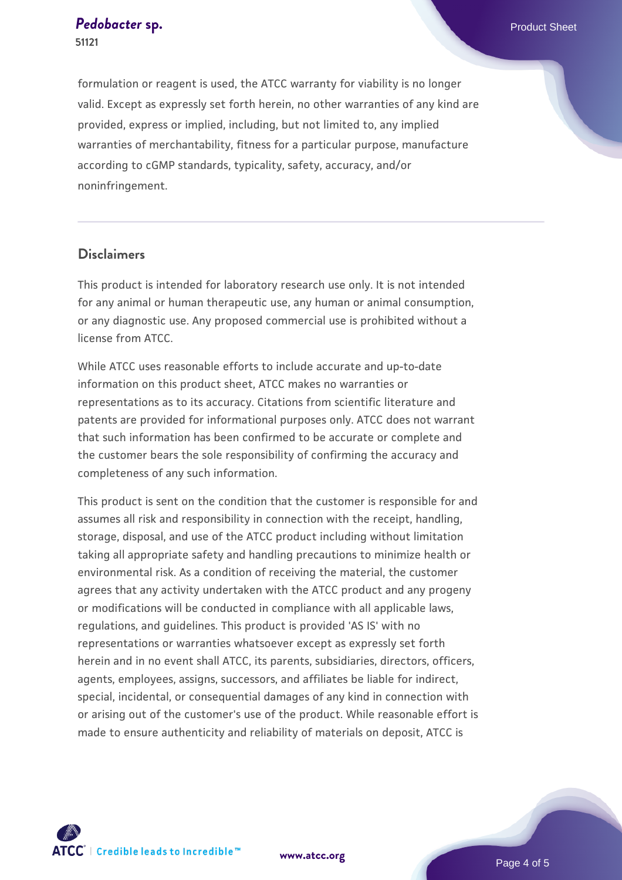formulation or reagent is used, the ATCC warranty for viability is no longer valid. Except as expressly set forth herein, no other warranties of any kind are provided, express or implied, including, but not limited to, any implied warranties of merchantability, fitness for a particular purpose, manufacture according to cGMP standards, typicality, safety, accuracy, and/or noninfringement.

## Disclaimers

This product is intended for laboratory research use only. It is not intended for any animal or human therapeutic use, any human or animal consumption, or any diagnostic use. Any proposed commercial use is prohibited without a license from ATCC.

While ATCC uses reasonable efforts to include accurate and up-to-date information on this product sheet, ATCC makes no warranties or representations as to its accuracy. Citations from scientific literature and patents are provided for informational purposes only. ATCC does not warrant that such information has been confirmed to be accurate or complete and the customer bears the sole responsibility of confirming the accuracy and completeness of any such information.

This product is sent on the condition that the customer is responsible for and assumes all risk and responsibility in connection with the receipt, handling, storage, disposal, and use of the ATCC product including without limitation taking all appropriate safety and handling precautions to minimize health or environmental risk. As a condition of receiving the material, the customer agrees that any activity undertaken with the ATCC product and any progeny or modifications will be conducted in compliance with all applicable laws, regulations, and guidelines. This product is provided 'AS IS' with no representations or warranties whatsoever except as expressly set forth herein and in no event shall ATCC, its parents, subsidiaries, directors, officers, agents, employees, assigns, successors, and affiliates be liable for indirect, special, incidental, or consequential damages of any kind in connection with or arising out of the customer's use of the product. While reasonable effort is made to ensure authenticity and reliability of materials on deposit, ATCC is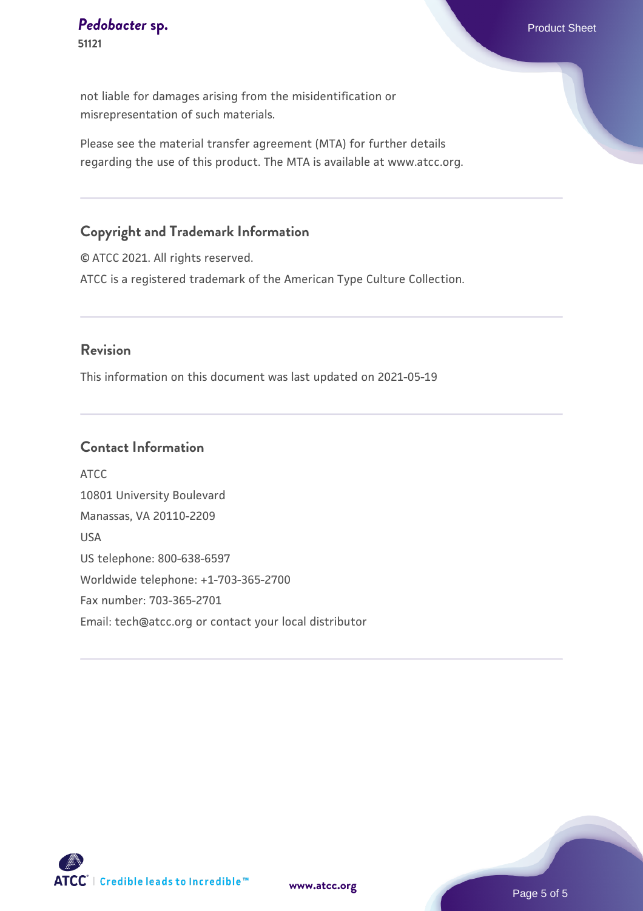not liable for damages arising from the misidentification or misrepresentation of such materials.

Please see the material transfer agreement (MTA) for further details regarding the use of this product. The MTA is available at www.atcc.org.

## Copyright and Trademark Information

© ATCC 2021. All rights reserved.

ATCC is a registered trademark of the American Type Culture Collection.

## Revision

This information on this document was last updated on 2021-05-19

## Contact Information

ATCC
10801 University Boulevard
Manassas, VA 20110-2209
USA
US telephone: 800-638-6597
Worldwide telephone: +1-703-365-2700
Fax number: 703-365-2701
Email: tech@atcc.org or contact your local distributor